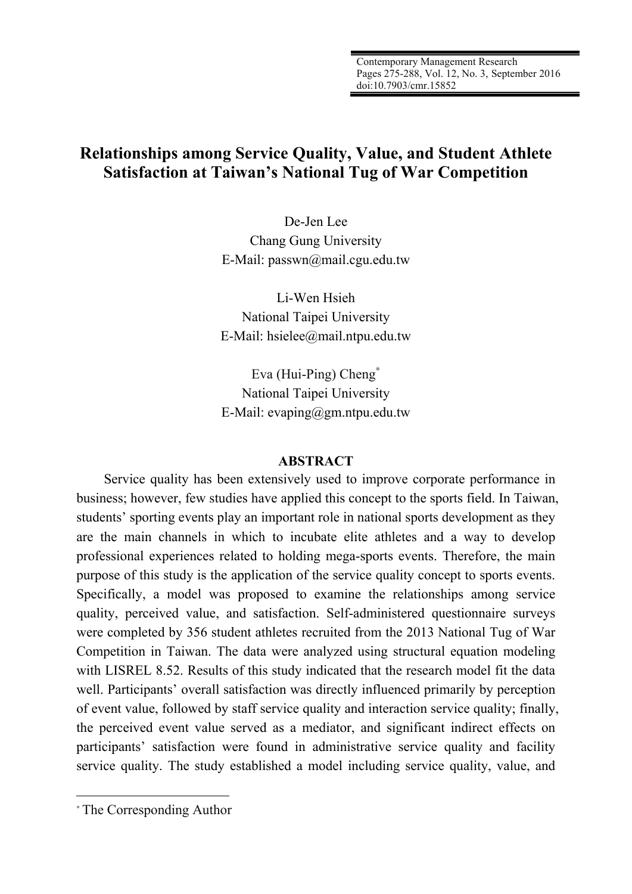# Relationships among Service Quality, Value, and Student Athlete Satisfaction at Taiwan's National Tug of War Competition

De-Jen Lee
Chang Gung University
E-Mail: passwn@mail.cgu.edu.tw

Li-Wen Hsieh
National Taipei University
E-Mail: hsielee@mail.ntpu.edu.tw

Eva (Hui-Ping) Cheng[*]
National Taipei University
E-Mail: evaping@gm.ntpu.edu.tw

## ABSTRACT

Service quality has been extensively used to improve corporate performance in business; however, few studies have applied this concept to the sports field. In Taiwan, students' sporting events play an important role in national sports development as they are the main channels in which to incubate elite athletes and a way to develop professional experiences related to holding mega-sports events. Therefore, the main purpose of this study is the application of the service quality concept to sports events. Specifically, a model was proposed to examine the relationships among service quality, perceived value, and satisfaction. Self-administered questionnaire surveys were completed by 356 student athletes recruited from the 2013 National Tug of War Competition in Taiwan. The data were analyzed using structural equation modeling with LISREL 8.52. Results of this study indicated that the research model fit the data well. Participants' overall satisfaction was directly influenced primarily by perception of event value, followed by staff service quality and interaction service quality; finally, the perceived event value served as a mediator, and significant indirect effects on participants' satisfaction were found in administrative service quality and facility service quality. The study established a model including service quality, value, and

[*] The Corresponding Author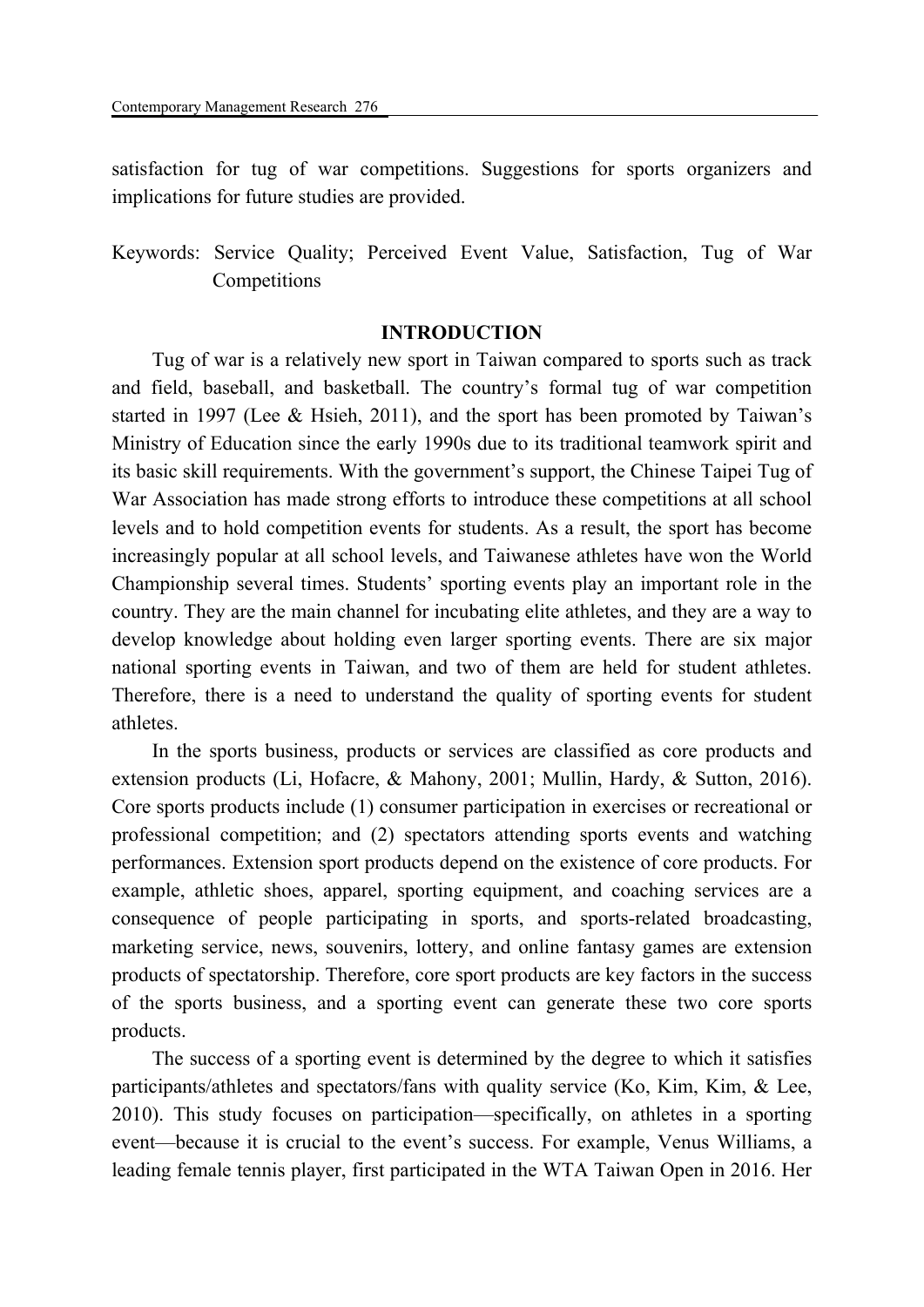satisfaction for tug of war competitions. Suggestions for sports organizers and implications for future studies are provided.

Keywords: Service Quality; Perceived Event Value, Satisfaction, Tug of War Competitions

## INTRODUCTION

Tug of war is a relatively new sport in Taiwan compared to sports such as track and field, baseball, and basketball. The country's formal tug of war competition started in 1997 (Lee & Hsieh, 2011), and the sport has been promoted by Taiwan's Ministry of Education since the early 1990s due to its traditional teamwork spirit and its basic skill requirements. With the government's support, the Chinese Taipei Tug of War Association has made strong efforts to introduce these competitions at all school levels and to hold competition events for students. As a result, the sport has become increasingly popular at all school levels, and Taiwanese athletes have won the World Championship several times. Students' sporting events play an important role in the country. They are the main channel for incubating elite athletes, and they are a way to develop knowledge about holding even larger sporting events. There are six major national sporting events in Taiwan, and two of them are held for student athletes. Therefore, there is a need to understand the quality of sporting events for student athletes.

In the sports business, products or services are classified as core products and extension products (Li, Hofacre, & Mahony, 2001; Mullin, Hardy, & Sutton, 2016). Core sports products include (1) consumer participation in exercises or recreational or professional competition; and (2) spectators attending sports events and watching performances. Extension sport products depend on the existence of core products. For example, athletic shoes, apparel, sporting equipment, and coaching services are a consequence of people participating in sports, and sports-related broadcasting, marketing service, news, souvenirs, lottery, and online fantasy games are extension products of spectatorship. Therefore, core sport products are key factors in the success of the sports business, and a sporting event can generate these two core sports products.

The success of a sporting event is determined by the degree to which it satisfies participants/athletes and spectators/fans with quality service (Ko, Kim, Kim, & Lee, 2010). This study focuses on participation—specifically, on athletes in a sporting event—because it is crucial to the event's success. For example, Venus Williams, a leading female tennis player, first participated in the WTA Taiwan Open in 2016. Her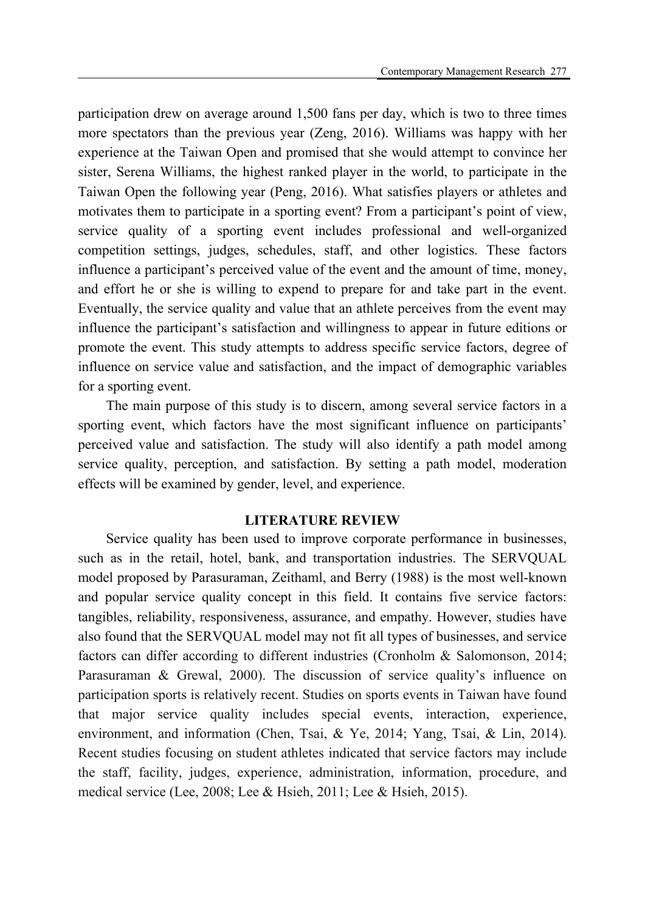participation drew on average around 1,500 fans per day, which is two to three times more spectators than the previous year (Zeng, 2016). Williams was happy with her experience at the Taiwan Open and promised that she would attempt to convince her sister, Serena Williams, the highest ranked player in the world, to participate in the Taiwan Open the following year (Peng, 2016). What satisfies players or athletes and motivates them to participate in a sporting event? From a participant's point of view, service quality of a sporting event includes professional and well-organized competition settings, judges, schedules, staff, and other logistics. These factors influence a participant's perceived value of the event and the amount of time, money, and effort he or she is willing to expend to prepare for and take part in the event. Eventually, the service quality and value that an athlete perceives from the event may influence the participant's satisfaction and willingness to appear in future editions or promote the event. This study attempts to address specific service factors, degree of influence on service value and satisfaction, and the impact of demographic variables for a sporting event.

The main purpose of this study is to discern, among several service factors in a sporting event, which factors have the most significant influence on participants' perceived value and satisfaction. The study will also identify a path model among service quality, perception, and satisfaction. By setting a path model, moderation effects will be examined by gender, level, and experience.

## LITERATURE REVIEW

Service quality has been used to improve corporate performance in businesses, such as in the retail, hotel, bank, and transportation industries. The SERVQUAL model proposed by Parasuraman, Zeithaml, and Berry (1988) is the most well-known and popular service quality concept in this field. It contains five service factors: tangibles, reliability, responsiveness, assurance, and empathy. However, studies have also found that the SERVQUAL model may not fit all types of businesses, and service factors can differ according to different industries (Cronholm & Salomonson, 2014; Parasuraman & Grewal, 2000). The discussion of service quality's influence on participation sports is relatively recent. Studies on sports events in Taiwan have found that major service quality includes special events, interaction, experience, environment, and information (Chen, Tsai, & Ye, 2014; Yang, Tsai, & Lin, 2014). Recent studies focusing on student athletes indicated that service factors may include the staff, facility, judges, experience, administration, information, procedure, and medical service (Lee, 2008; Lee & Hsieh, 2011; Lee & Hsieh, 2015).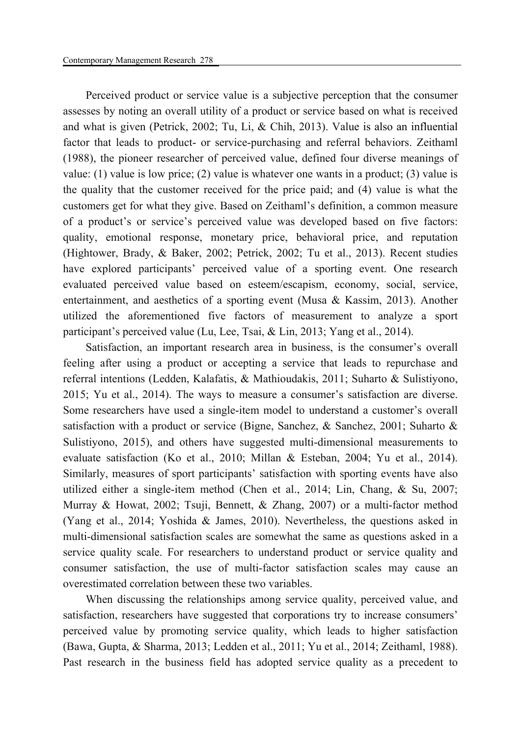Perceived product or service value is a subjective perception that the consumer assesses by noting an overall utility of a product or service based on what is received and what is given (Petrick, 2002; Tu, Li, & Chih, 2013). Value is also an influential factor that leads to product- or service-purchasing and referral behaviors. Zeithaml (1988), the pioneer researcher of perceived value, defined four diverse meanings of value: (1) value is low price; (2) value is whatever one wants in a product; (3) value is the quality that the customer received for the price paid; and (4) value is what the customers get for what they give. Based on Zeithaml's definition, a common measure of a product's or service's perceived value was developed based on five factors: quality, emotional response, monetary price, behavioral price, and reputation (Hightower, Brady, & Baker, 2002; Petrick, 2002; Tu et al., 2013). Recent studies have explored participants' perceived value of a sporting event. One research evaluated perceived value based on esteem/escapism, economy, social, service, entertainment, and aesthetics of a sporting event (Musa & Kassim, 2013). Another utilized the aforementioned five factors of measurement to analyze a sport participant's perceived value (Lu, Lee, Tsai, & Lin, 2013; Yang et al., 2014).

Satisfaction, an important research area in business, is the consumer's overall feeling after using a product or accepting a service that leads to repurchase and referral intentions (Ledden, Kalafatis, & Mathioudakis, 2011; Suharto & Sulistiyono, 2015; Yu et al., 2014). The ways to measure a consumer's satisfaction are diverse. Some researchers have used a single-item model to understand a customer's overall satisfaction with a product or service (Bigne, Sanchez, & Sanchez, 2001; Suharto & Sulistiyono, 2015), and others have suggested multi-dimensional measurements to evaluate satisfaction (Ko et al., 2010; Millan & Esteban, 2004; Yu et al., 2014). Similarly, measures of sport participants' satisfaction with sporting events have also utilized either a single-item method (Chen et al., 2014; Lin, Chang, & Su, 2007; Murray & Howat, 2002; Tsuji, Bennett, & Zhang, 2007) or a multi-factor method (Yang et al., 2014; Yoshida & James, 2010). Nevertheless, the questions asked in multi-dimensional satisfaction scales are somewhat the same as questions asked in a service quality scale. For researchers to understand product or service quality and consumer satisfaction, the use of multi-factor satisfaction scales may cause an overestimated correlation between these two variables.

When discussing the relationships among service quality, perceived value, and satisfaction, researchers have suggested that corporations try to increase consumers' perceived value by promoting service quality, which leads to higher satisfaction (Bawa, Gupta, & Sharma, 2013; Ledden et al., 2011; Yu et al., 2014; Zeithaml, 1988). Past research in the business field has adopted service quality as a precedent to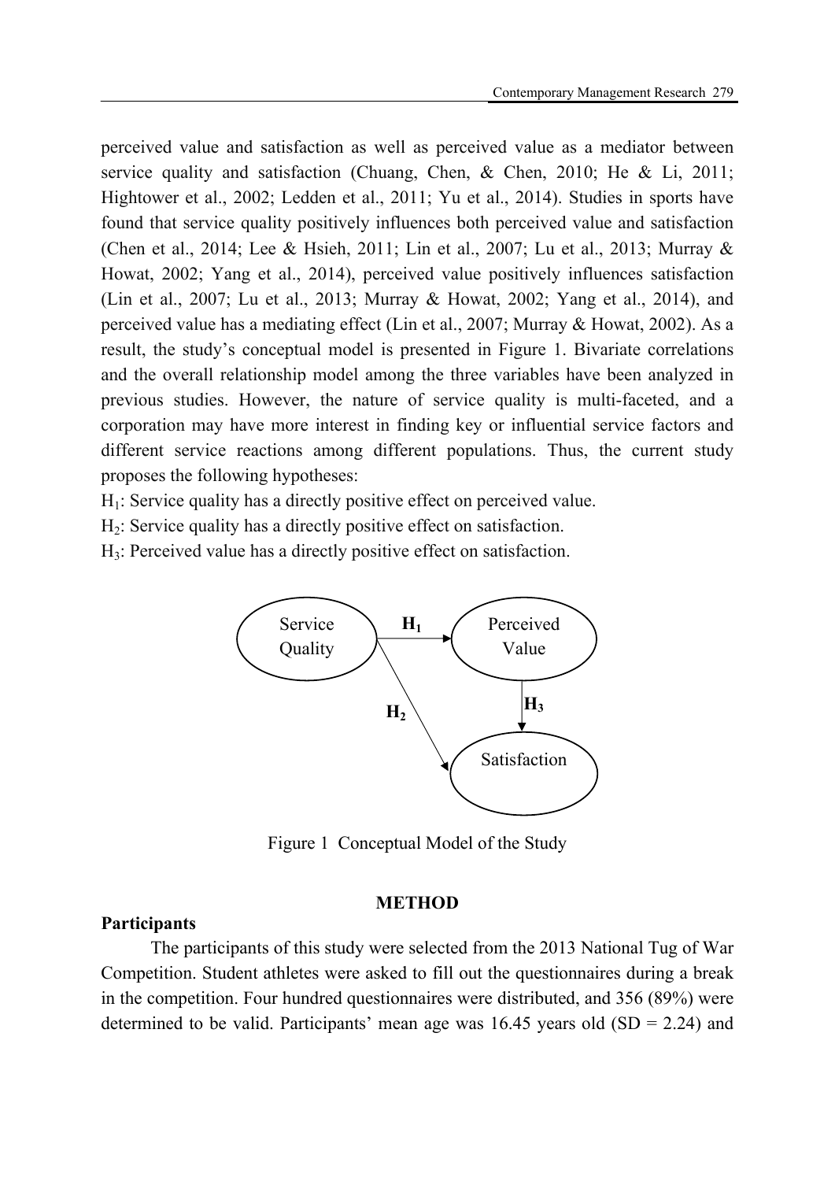perceived value and satisfaction as well as perceived value as a mediator between service quality and satisfaction (Chuang, Chen, & Chen, 2010; He & Li, 2011; Hightower et al., 2002; Ledden et al., 2011; Yu et al., 2014). Studies in sports have found that service quality positively influences both perceived value and satisfaction (Chen et al., 2014; Lee & Hsieh, 2011; Lin et al., 2007; Lu et al., 2013; Murray & Howat, 2002; Yang et al., 2014), perceived value positively influences satisfaction (Lin et al., 2007; Lu et al., 2013; Murray & Howat, 2002; Yang et al., 2014), and perceived value has a mediating effect (Lin et al., 2007; Murray & Howat, 2002). As a result, the study's conceptual model is presented in Figure 1. Bivariate correlations and the overall relationship model among the three variables have been analyzed in previous studies. However, the nature of service quality is multi-faceted, and a corporation may have more interest in finding key or influential service factors and different service reactions among different populations. Thus, the current study proposes the following hypotheses:

$H_1$: Service quality has a directly positive effect on perceived value.

$H_2$: Service quality has a directly positive effect on satisfaction.

$H_3$: Perceived value has a directly positive effect on satisfaction.

Service Quality

Perceived Value

Satisfaction

$H_1$

$H_2$

$H_3$

Figure 1 Conceptual Model of the Study

## METHOD

### Participants

The participants of this study were selected from the 2013 National Tug of War Competition. Student athletes were asked to fill out the questionnaires during a break in the competition. Four hundred questionnaires were distributed, and 356 (89%) were determined to be valid. Participants' mean age was 16.45 years old (SD = 2.24) and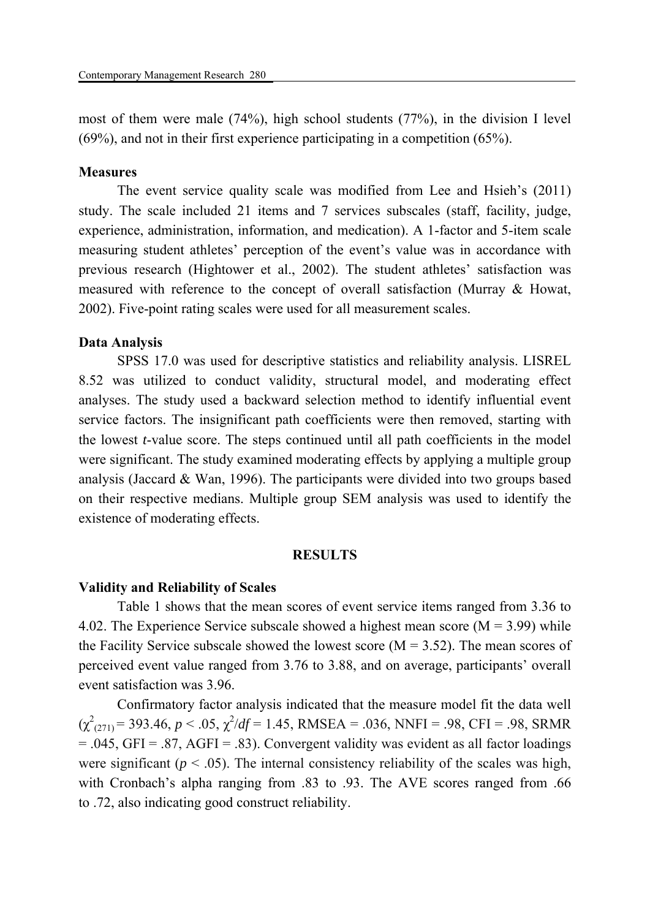most of them were male (74%), high school students (77%), in the division I level (69%), and not in their first experience participating in a competition (65%).

### Measures

The event service quality scale was modified from Lee and Hsieh's (2011) study. The scale included 21 items and 7 services subscales (staff, facility, judge, experience, administration, information, and medication). A 1-factor and 5-item scale measuring student athletes' perception of the event's value was in accordance with previous research (Hightower et al., 2002). The student athletes' satisfaction was measured with reference to the concept of overall satisfaction (Murray & Howat, 2002). Five-point rating scales were used for all measurement scales.

### Data Analysis

SPSS 17.0 was used for descriptive statistics and reliability analysis. LISREL 8.52 was utilized to conduct validity, structural model, and moderating effect analyses. The study used a backward selection method to identify influential event service factors. The insignificant path coefficients were then removed, starting with the lowest *t*-value score. The steps continued until all path coefficients in the model were significant. The study examined moderating effects by applying a multiple group analysis (Jaccard & Wan, 1996). The participants were divided into two groups based on their respective medians. Multiple group SEM analysis was used to identify the existence of moderating effects.

## RESULTS

### Validity and Reliability of Scales

Table 1 shows that the mean scores of event service items ranged from 3.36 to 4.02. The Experience Service subscale showed a highest mean score (M = 3.99) while the Facility Service subscale showed the lowest score (M = 3.52). The mean scores of perceived event value ranged from 3.76 to 3.88, and on average, participants' overall event satisfaction was 3.96.

Confirmatory factor analysis indicated that the measure model fit the data well ($\chi^2_{(271)} = 393.46$, $p < .05$, $\chi^2/df = 1.45$, RMSEA = .036, NNFI = .98, CFI = .98, SRMR = .045, GFI = .87, AGFI = .83). Convergent validity was evident as all factor loadings were significant ($p < .05$). The internal consistency reliability of the scales was high, with Cronbach's alpha ranging from .83 to .93. The AVE scores ranged from .66 to .72, also indicating good construct reliability.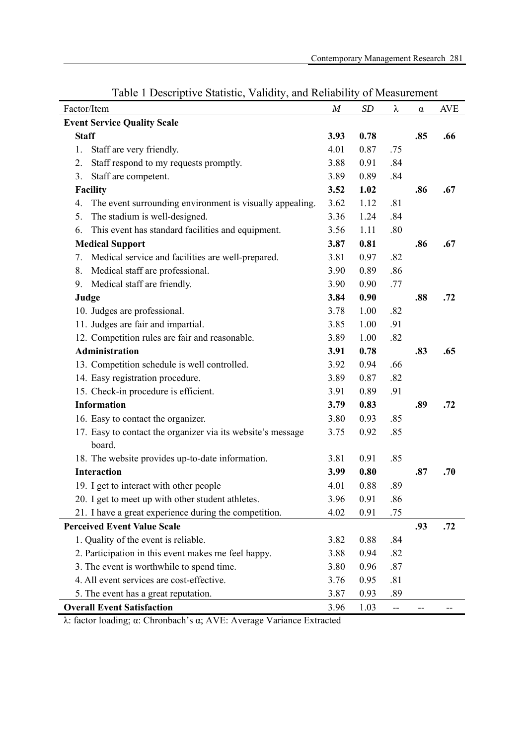Table 1 Descriptive Statistic, Validity, and Reliability of Measurement

| Factor/Item | *M* | *SD* | λ | α | AVE |
|---|---|---|---|---|---|
| **Event Service Quality Scale** | | | | | |
| **Staff** | **3.93** | **0.78** | | **.85** | **.66** |
| 1. Staff are very friendly. | 4.01 | 0.87 | .75 | | |
| 2. Staff respond to my requests promptly. | 3.88 | 0.91 | .84 | | |
| 3. Staff are competent. | 3.89 | 0.89 | .84 | | |
| **Facility** | **3.52** | **1.02** | | **.86** | **.67** |
| 4. The event surrounding environment is visually appealing. | 3.62 | 1.12 | .81 | | |
| 5. The stadium is well-designed. | 3.36 | 1.24 | .84 | | |
| 6. This event has standard facilities and equipment. | 3.56 | 1.11 | .80 | | |
| **Medical Support** | **3.87** | **0.81** | | **.86** | **.67** |
| 7. Medical service and facilities are well-prepared. | 3.81 | 0.97 | .82 | | |
| 8. Medical staff are professional. | 3.90 | 0.89 | .86 | | |
| 9. Medical staff are friendly. | 3.90 | 0.90 | .77 | | |
| **Judge** | **3.84** | **0.90** | | **.88** | **.72** |
| 10. Judges are professional. | 3.78 | 1.00 | .82 | | |
| 11. Judges are fair and impartial. | 3.85 | 1.00 | .91 | | |
| 12. Competition rules are fair and reasonable. | 3.89 | 1.00 | .82 | | |
| **Administration** | **3.91** | **0.78** | | **.83** | **.65** |
| 13. Competition schedule is well controlled. | 3.92 | 0.94 | .66 | | |
| 14. Easy registration procedure. | 3.89 | 0.87 | .82 | | |
| 15. Check-in procedure is efficient. | 3.91 | 0.89 | .91 | | |
| **Information** | **3.79** | **0.83** | | **.89** | **.72** |
| 16. Easy to contact the organizer. | 3.80 | 0.93 | .85 | | |
| 17. Easy to contact the organizer via its website's message board. | 3.75 | 0.92 | .85 | | |
| 18. The website provides up-to-date information. | 3.81 | 0.91 | .85 | | |
| **Interaction** | **3.99** | **0.80** | | **.87** | **.70** |
| 19. I get to interact with other people | 4.01 | 0.88 | .89 | | |
| 20. I get to meet up with other student athletes. | 3.96 | 0.91 | .86 | | |
| 21. I have a great experience during the competition. | 4.02 | 0.91 | .75 | | |
| **Perceived Event Value Scale** | | | | **.93** | **.72** |
| 1. Quality of the event is reliable. | 3.82 | 0.88 | .84 | | |
| 2. Participation in this event makes me feel happy. | 3.88 | 0.94 | .82 | | |
| 3. The event is worthwhile to spend time. | 3.80 | 0.96 | .87 | | |
| 4. All event services are cost-effective. | 3.76 | 0.95 | .81 | | |
| 5. The event has a great reputation. | 3.87 | 0.93 | .89 | | |
| **Overall Event Satisfaction** | 3.96 | 1.03 | -- | -- | -- |

λ: factor loading; α: Chronbach's α; AVE: Average Variance Extracted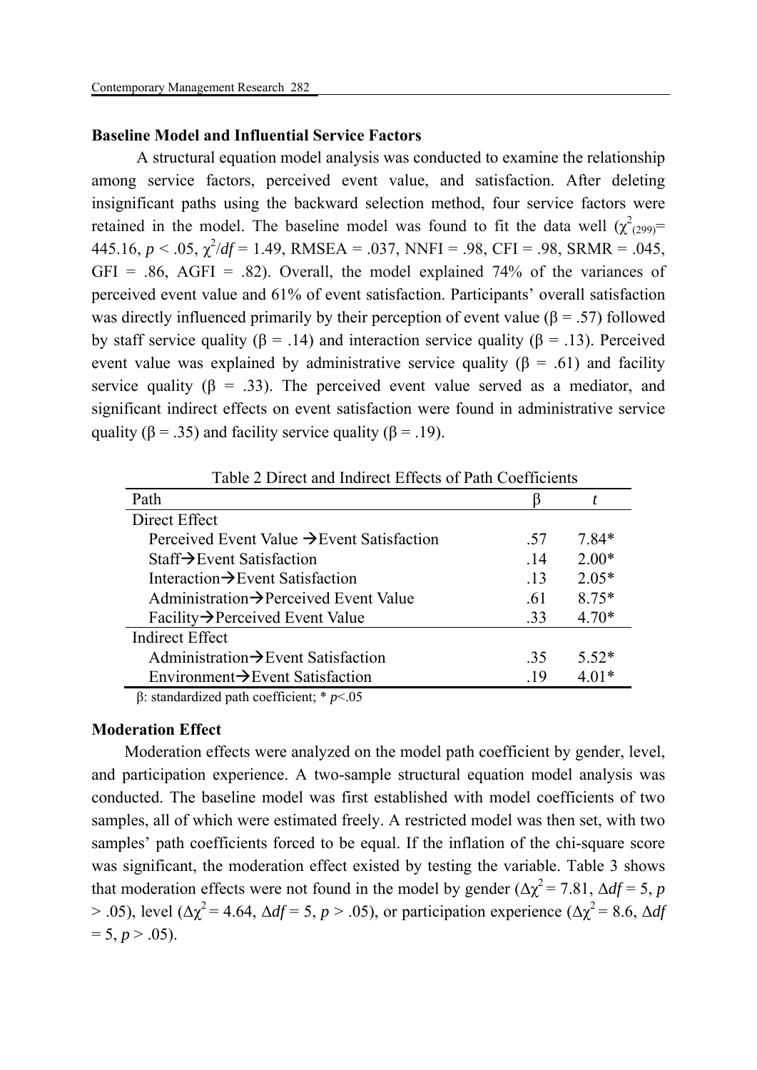**Baseline Model and Influential Service Factors**

A structural equation model analysis was conducted to examine the relationship among service factors, perceived event value, and satisfaction. After deleting insignificant paths using the backward selection method, four service factors were retained in the model. The baseline model was found to fit the data well ($\chi^2_{(299)}$= 445.16, $p$ < .05, $\chi^2/df$ = 1.49, RMSEA = .037, NNFI = .98, CFI = .98, SRMR = .045, GFI = .86, AGFI = .82). Overall, the model explained 74% of the variances of perceived event value and 61% of event satisfaction. Participants' overall satisfaction was directly influenced primarily by their perception of event value (β = .57) followed by staff service quality (β = .14) and interaction service quality (β = .13). Perceived event value was explained by administrative service quality (β = .61) and facility service quality (β = .33). The perceived event value served as a mediator, and significant indirect effects on event satisfaction were found in administrative service quality (β = .35) and facility service quality (β = .19).

Table 2 Direct and Indirect Effects of Path Coefficients

| Path | β | *t* |
|---|---|---|
| Direct Effect | | |
| Perceived Event Value →Event Satisfaction | .57 | 7.84* |
| Staff→Event Satisfaction | .14 | 2.00* |
| Interaction→Event Satisfaction | .13 | 2.05* |
| Administration→Perceived Event Value | .61 | 8.75* |
| Facility→Perceived Event Value | .33 | 4.70* |
| Indirect Effect | | |
| Administration→Event Satisfaction | .35 | 5.52* |
| Environment→Event Satisfaction | .19 | 4.01* |

β: standardized path coefficient; * $p$<.05

**Moderation Effect**

Moderation effects were analyzed on the model path coefficient by gender, level, and participation experience. A two-sample structural equation model analysis was conducted. The baseline model was first established with model coefficients of two samples, all of which were estimated freely. A restricted model was then set, with two samples' path coefficients forced to be equal. If the inflation of the chi-square score was significant, the moderation effect existed by testing the variable. Table 3 shows that moderation effects were not found in the model by gender ($\Delta\chi^2$ = 7.81, $\Delta df$ = 5, $p$ > .05), level ($\Delta\chi^2$ = 4.64, $\Delta df$ = 5, $p$ > .05), or participation experience ($\Delta\chi^2$ = 8.6, $\Delta df$ = 5, $p$ > .05).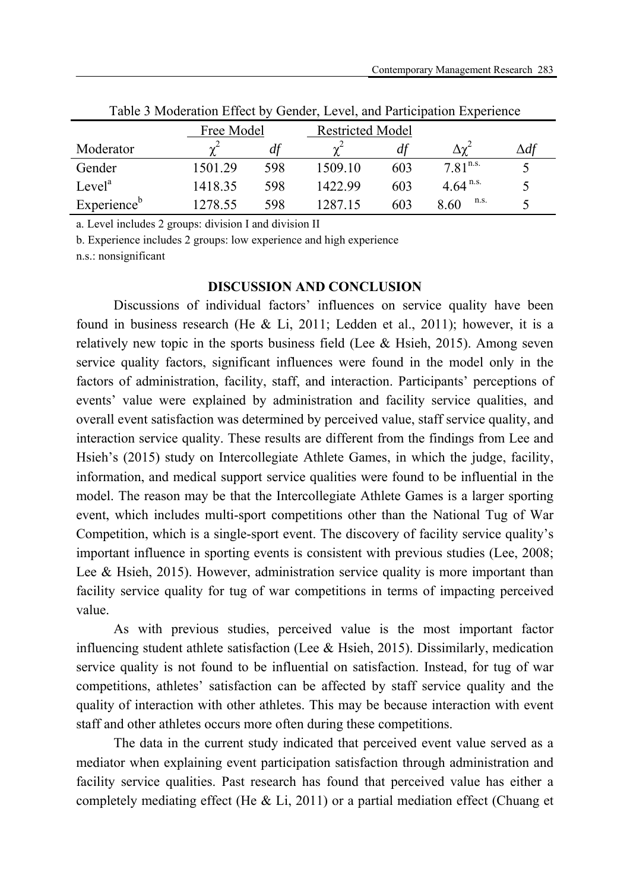Table 3 Moderation Effect by Gender, Level, and Participation Experience

| | Free Model | | Restricted Model | | | |
|---|---|---|---|---|---|---|
| Moderator | $\chi^2$ | *df* | $\chi^2$ | *df* | $\Delta\chi^2$ | $\Delta df$ |
| Gender | 1501.29 | 598 | 1509.10 | 603 | 7.81[n.s.] | 5 |
| Level[a] | 1418.35 | 598 | 1422.99 | 603 | 4.64 [n.s.] | 5 |
| Experience[b] | 1278.55 | 598 | 1287.15 | 603 | 8.60 [n.s.] | 5 |

a. Level includes 2 groups: division I and division II

b. Experience includes 2 groups: low experience and high experience

n.s.: nonsignificant

## DISCUSSION AND CONCLUSION

Discussions of individual factors' influences on service quality have been found in business research (He & Li, 2011; Ledden et al., 2011); however, it is a relatively new topic in the sports business field (Lee & Hsieh, 2015). Among seven service quality factors, significant influences were found in the model only in the factors of administration, facility, staff, and interaction. Participants' perceptions of events' value were explained by administration and facility service qualities, and overall event satisfaction was determined by perceived value, staff service quality, and interaction service quality. These results are different from the findings from Lee and Hsieh's (2015) study on Intercollegiate Athlete Games, in which the judge, facility, information, and medical support service qualities were found to be influential in the model. The reason may be that the Intercollegiate Athlete Games is a larger sporting event, which includes multi-sport competitions other than the National Tug of War Competition, which is a single-sport event. The discovery of facility service quality's important influence in sporting events is consistent with previous studies (Lee, 2008; Lee & Hsieh, 2015). However, administration service quality is more important than facility service quality for tug of war competitions in terms of impacting perceived value.

As with previous studies, perceived value is the most important factor influencing student athlete satisfaction (Lee & Hsieh, 2015). Dissimilarly, medication service quality is not found to be influential on satisfaction. Instead, for tug of war competitions, athletes' satisfaction can be affected by staff service quality and the quality of interaction with other athletes. This may be because interaction with event staff and other athletes occurs more often during these competitions.

The data in the current study indicated that perceived event value served as a mediator when explaining event participation satisfaction through administration and facility service qualities. Past research has found that perceived value has either a completely mediating effect (He & Li, 2011) or a partial mediation effect (Chuang et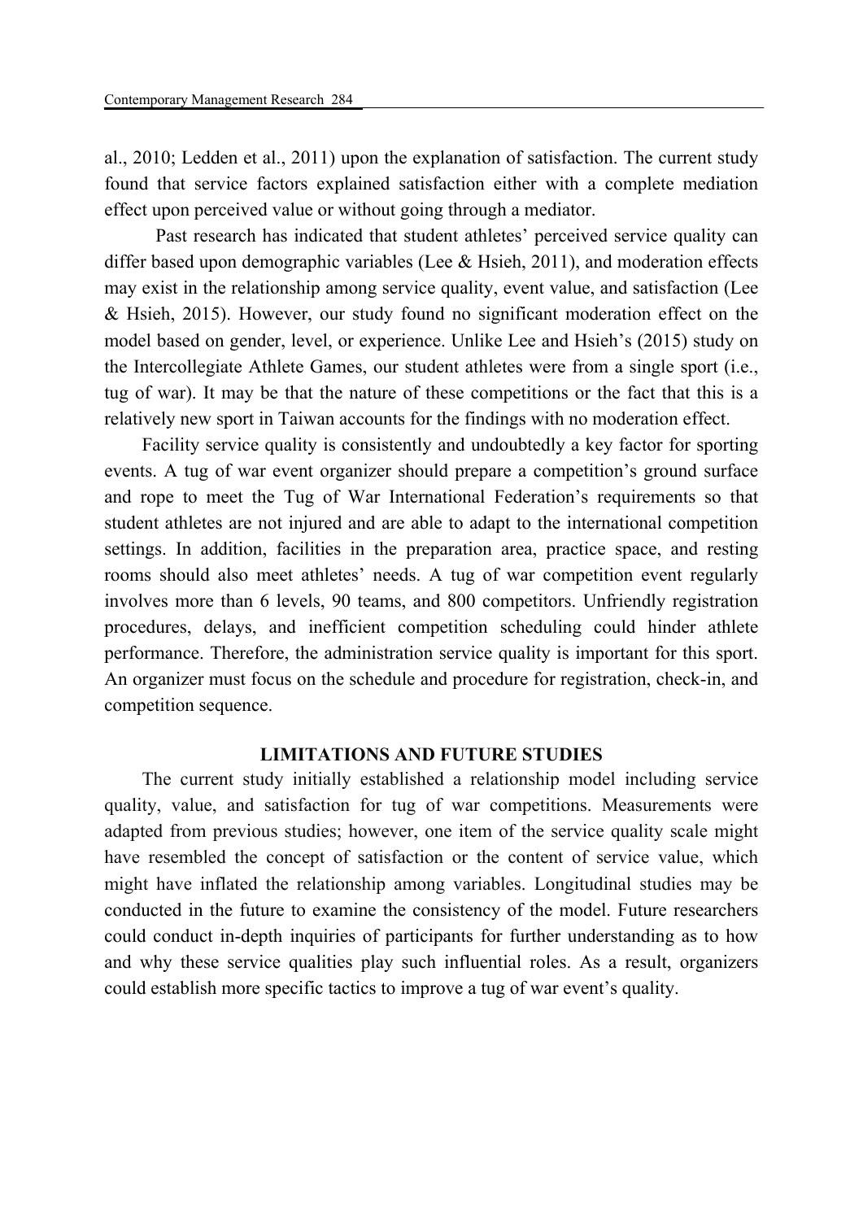al., 2010; Ledden et al., 2011) upon the explanation of satisfaction. The current study found that service factors explained satisfaction either with a complete mediation effect upon perceived value or without going through a mediator.

Past research has indicated that student athletes' perceived service quality can differ based upon demographic variables (Lee & Hsieh, 2011), and moderation effects may exist in the relationship among service quality, event value, and satisfaction (Lee & Hsieh, 2015). However, our study found no significant moderation effect on the model based on gender, level, or experience. Unlike Lee and Hsieh's (2015) study on the Intercollegiate Athlete Games, our student athletes were from a single sport (i.e., tug of war). It may be that the nature of these competitions or the fact that this is a relatively new sport in Taiwan accounts for the findings with no moderation effect.

Facility service quality is consistently and undoubtedly a key factor for sporting events. A tug of war event organizer should prepare a competition's ground surface and rope to meet the Tug of War International Federation's requirements so that student athletes are not injured and are able to adapt to the international competition settings. In addition, facilities in the preparation area, practice space, and resting rooms should also meet athletes' needs. A tug of war competition event regularly involves more than 6 levels, 90 teams, and 800 competitors. Unfriendly registration procedures, delays, and inefficient competition scheduling could hinder athlete performance. Therefore, the administration service quality is important for this sport. An organizer must focus on the schedule and procedure for registration, check-in, and competition sequence.

## LIMITATIONS AND FUTURE STUDIES

The current study initially established a relationship model including service quality, value, and satisfaction for tug of war competitions. Measurements were adapted from previous studies; however, one item of the service quality scale might have resembled the concept of satisfaction or the content of service value, which might have inflated the relationship among variables. Longitudinal studies may be conducted in the future to examine the consistency of the model. Future researchers could conduct in-depth inquiries of participants for further understanding as to how and why these service qualities play such influential roles. As a result, organizers could establish more specific tactics to improve a tug of war event's quality.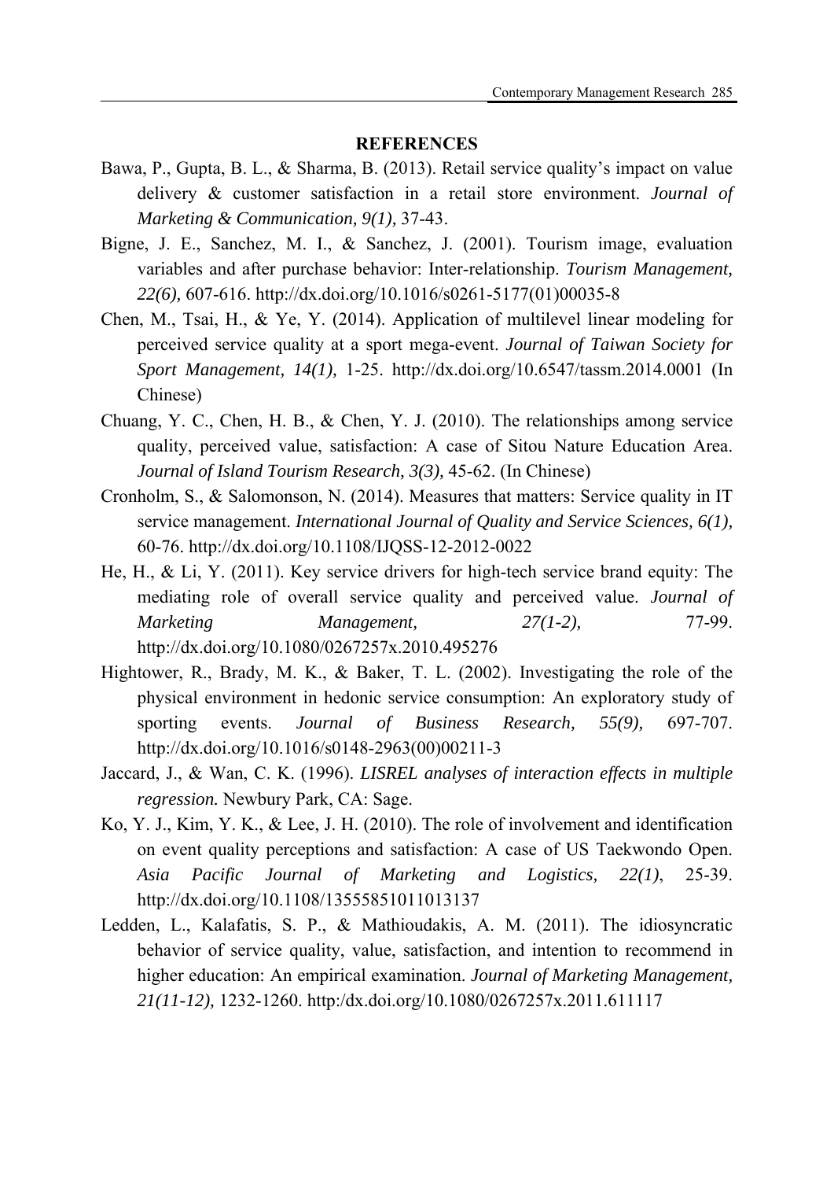## REFERENCES

Bawa, P., Gupta, B. L., & Sharma, B. (2013). Retail service quality's impact on value delivery & customer satisfaction in a retail store environment. *Journal of Marketing & Communication, 9(1),* 37-43.

Bigne, J. E., Sanchez, M. I., & Sanchez, J. (2001). Tourism image, evaluation variables and after purchase behavior: Inter-relationship. *Tourism Management, 22(6),* 607-616. http://dx.doi.org/10.1016/s0261-5177(01)00035-8

Chen, M., Tsai, H., & Ye, Y. (2014). Application of multilevel linear modeling for perceived service quality at a sport mega-event. *Journal of Taiwan Society for Sport Management, 14(1),* 1-25. http://dx.doi.org/10.6547/tassm.2014.0001 (In Chinese)

Chuang, Y. C., Chen, H. B., & Chen, Y. J. (2010). The relationships among service quality, perceived value, satisfaction: A case of Sitou Nature Education Area. *Journal of Island Tourism Research, 3(3),* 45-62. (In Chinese)

Cronholm, S., & Salomonson, N. (2014). Measures that matters: Service quality in IT service management. *International Journal of Quality and Service Sciences, 6(1),* 60-76. http://dx.doi.org/10.1108/IJQSS-12-2012-0022

He, H., & Li, Y. (2011). Key service drivers for high-tech service brand equity: The mediating role of overall service quality and perceived value. *Journal of Marketing Management, 27(1-2),* 77-99. http://dx.doi.org/10.1080/0267257x.2010.495276

Hightower, R., Brady, M. K., & Baker, T. L. (2002). Investigating the role of the physical environment in hedonic service consumption: An exploratory study of sporting events. *Journal of Business Research, 55(9),* 697-707. http://dx.doi.org/10.1016/s0148-2963(00)00211-3

Jaccard, J., & Wan, C. K. (1996). *LISREL analyses of interaction effects in multiple regression.* Newbury Park, CA: Sage.

Ko, Y. J., Kim, Y. K., & Lee, J. H. (2010). The role of involvement and identification on event quality perceptions and satisfaction: A case of US Taekwondo Open. *Asia Pacific Journal of Marketing and Logistics, 22(1)*, 25-39. http://dx.doi.org/10.1108/13555851011013137

Ledden, L., Kalafatis, S. P., & Mathioudakis, A. M. (2011). The idiosyncratic behavior of service quality, value, satisfaction, and intention to recommend in higher education: An empirical examination. *Journal of Marketing Management, 21(11-12),* 1232-1260. http:/dx.doi.org/10.1080/0267257x.2011.611117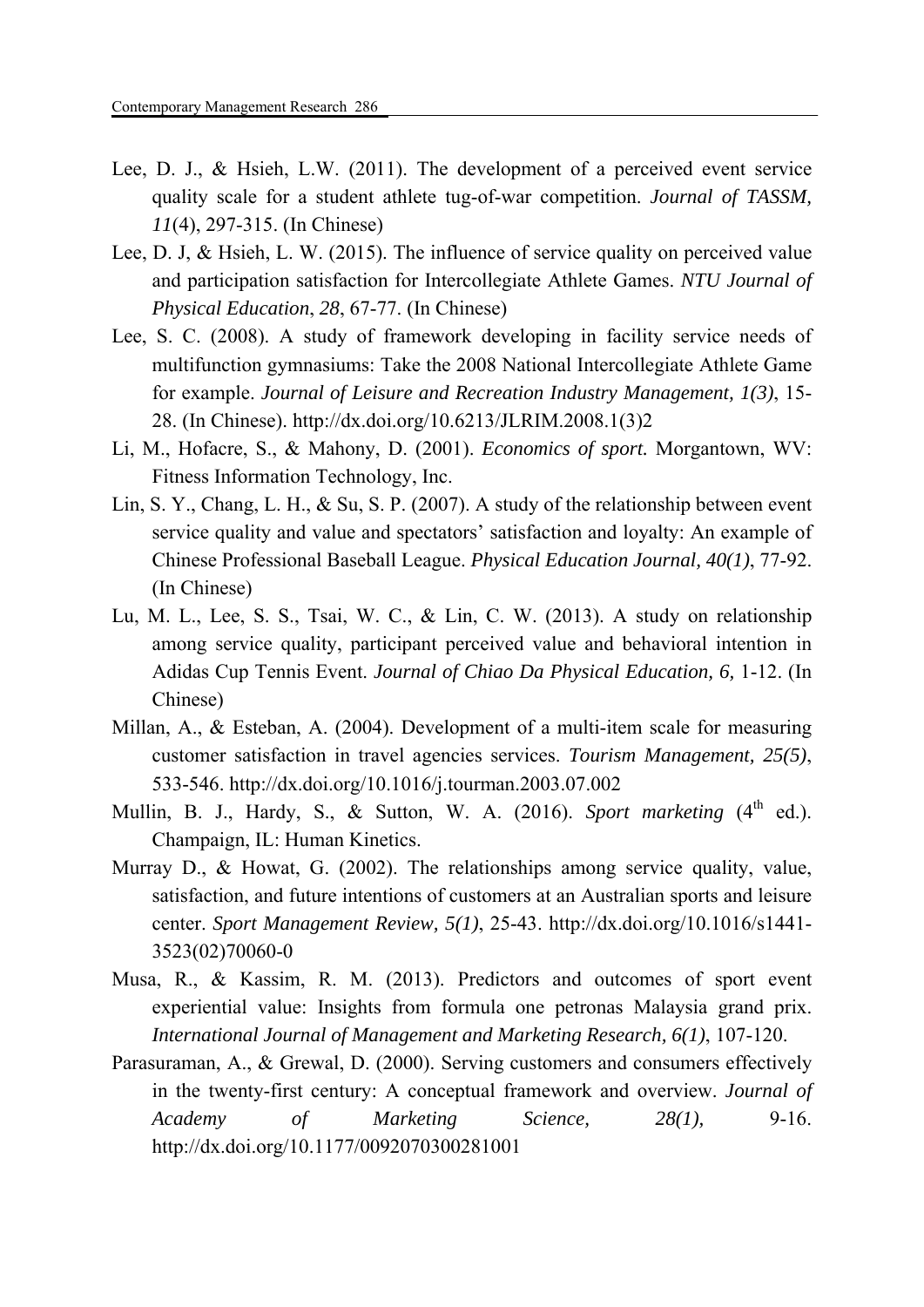Lee, D. J., & Hsieh, L.W. (2011). The development of a perceived event service quality scale for a student athlete tug-of-war competition. *Journal of TASSM, 11*(4), 297-315. (In Chinese)

Lee, D. J, & Hsieh, L. W. (2015). The influence of service quality on perceived value and participation satisfaction for Intercollegiate Athlete Games. *NTU Journal of Physical Education*, *28*, 67-77. (In Chinese)

Lee, S. C. (2008). A study of framework developing in facility service needs of multifunction gymnasiums: Take the 2008 National Intercollegiate Athlete Game for example. *Journal of Leisure and Recreation Industry Management, 1(3)*, 15-28. (In Chinese). http://dx.doi.org/10.6213/JLRIM.2008.1(3)2

Li, M., Hofacre, S., & Mahony, D. (2001). *Economics of sport.* Morgantown, WV: Fitness Information Technology, Inc.

Lin, S. Y., Chang, L. H., & Su, S. P. (2007). A study of the relationship between event service quality and value and spectators' satisfaction and loyalty: An example of Chinese Professional Baseball League. *Physical Education Journal, 40(1)*, 77-92. (In Chinese)

Lu, M. L., Lee, S. S., Tsai, W. C., & Lin, C. W. (2013). A study on relationship among service quality, participant perceived value and behavioral intention in Adidas Cup Tennis Event. *Journal of Chiao Da Physical Education, 6,* 1-12. (In Chinese)

Millan, A., & Esteban, A. (2004). Development of a multi-item scale for measuring customer satisfaction in travel agencies services. *Tourism Management, 25(5)*, 533-546. http://dx.doi.org/10.1016/j.tourman.2003.07.002

Mullin, B. J., Hardy, S., & Sutton, W. A. (2016). *Sport marketing* (4th ed.). Champaign, IL: Human Kinetics.

Murray D., & Howat, G. (2002). The relationships among service quality, value, satisfaction, and future intentions of customers at an Australian sports and leisure center. *Sport Management Review, 5(1)*, 25-43. http://dx.doi.org/10.1016/s1441-3523(02)70060-0

Musa, R., & Kassim, R. M. (2013). Predictors and outcomes of sport event experiential value: Insights from formula one petronas Malaysia grand prix. *International Journal of Management and Marketing Research, 6(1)*, 107-120.

Parasuraman, A., & Grewal, D. (2000). Serving customers and consumers effectively in the twenty-first century: A conceptual framework and overview. *Journal of Academy of Marketing Science, 28(1),* 9-16. http://dx.doi.org/10.1177/0092070300281001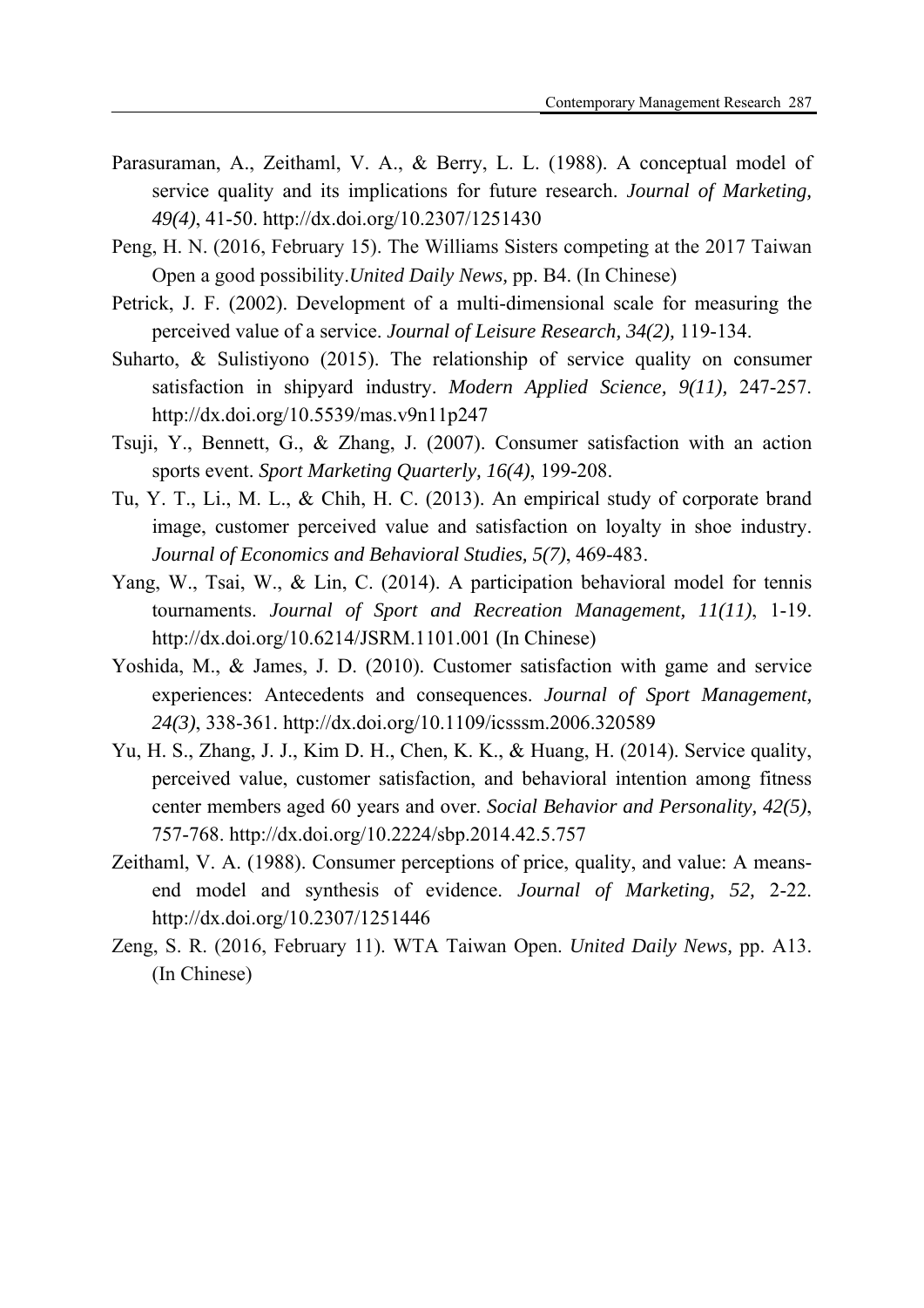Parasuraman, A., Zeithaml, V. A., & Berry, L. L. (1988). A conceptual model of service quality and its implications for future research. *Journal of Marketing, 49(4)*, 41-50. http://dx.doi.org/10.2307/1251430

Peng, H. N. (2016, February 15). The Williams Sisters competing at the 2017 Taiwan Open a good possibility.*United Daily News,* pp. B4. (In Chinese)

Petrick, J. F. (2002). Development of a multi-dimensional scale for measuring the perceived value of a service. *Journal of Leisure Research, 34(2),* 119-134.

Suharto, & Sulistiyono (2015). The relationship of service quality on consumer satisfaction in shipyard industry. *Modern Applied Science, 9(11),* 247-257. http://dx.doi.org/10.5539/mas.v9n11p247

Tsuji, Y., Bennett, G., & Zhang, J. (2007). Consumer satisfaction with an action sports event. *Sport Marketing Quarterly, 16(4)*, 199-208.

Tu, Y. T., Li., M. L., & Chih, H. C. (2013). An empirical study of corporate brand image, customer perceived value and satisfaction on loyalty in shoe industry. *Journal of Economics and Behavioral Studies, 5(7)*, 469-483.

Yang, W., Tsai, W., & Lin, C. (2014). A participation behavioral model for tennis tournaments. *Journal of Sport and Recreation Management, 11(11)*, 1-19. http://dx.doi.org/10.6214/JSRM.1101.001 (In Chinese)

Yoshida, M., & James, J. D. (2010). Customer satisfaction with game and service experiences: Antecedents and consequences. *Journal of Sport Management, 24(3)*, 338-361. http://dx.doi.org/10.1109/icsssm.2006.320589

Yu, H. S., Zhang, J. J., Kim D. H., Chen, K. K., & Huang, H. (2014). Service quality, perceived value, customer satisfaction, and behavioral intention among fitness center members aged 60 years and over. *Social Behavior and Personality, 42(5)*, 757-768. http://dx.doi.org/10.2224/sbp.2014.42.5.757

Zeithaml, V. A. (1988). Consumer perceptions of price, quality, and value: A means-end model and synthesis of evidence. *Journal of Marketing, 52,* 2-22. http://dx.doi.org/10.2307/1251446

Zeng, S. R. (2016, February 11). WTA Taiwan Open. *United Daily News,* pp. A13. (In Chinese)